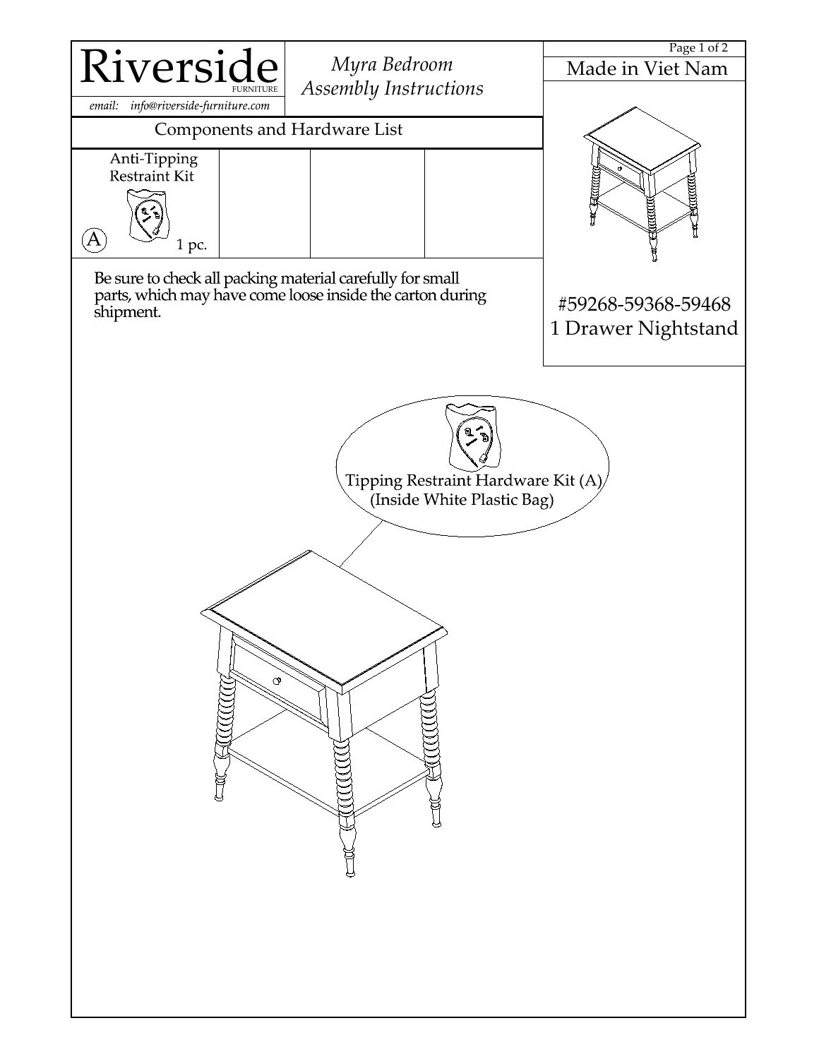# Riverside FURNITURE

email: info@riverside-furniture.com

*Myra Bedroom Assembly Instructions*

Made in Viet Nam

## Components and Hardware List

| Anti-Tipping Restraint Kit | | | |
| --- | --- | --- | --- |
| (A) 1 pc. | | | |

Be sure to check all packing material carefully for small parts, which may have come loose inside the carton during shipment.

#59268-59368-59468
1 Drawer Nightstand

Tipping Restraint Hardware Kit (A)
(Inside White Plastic Bag)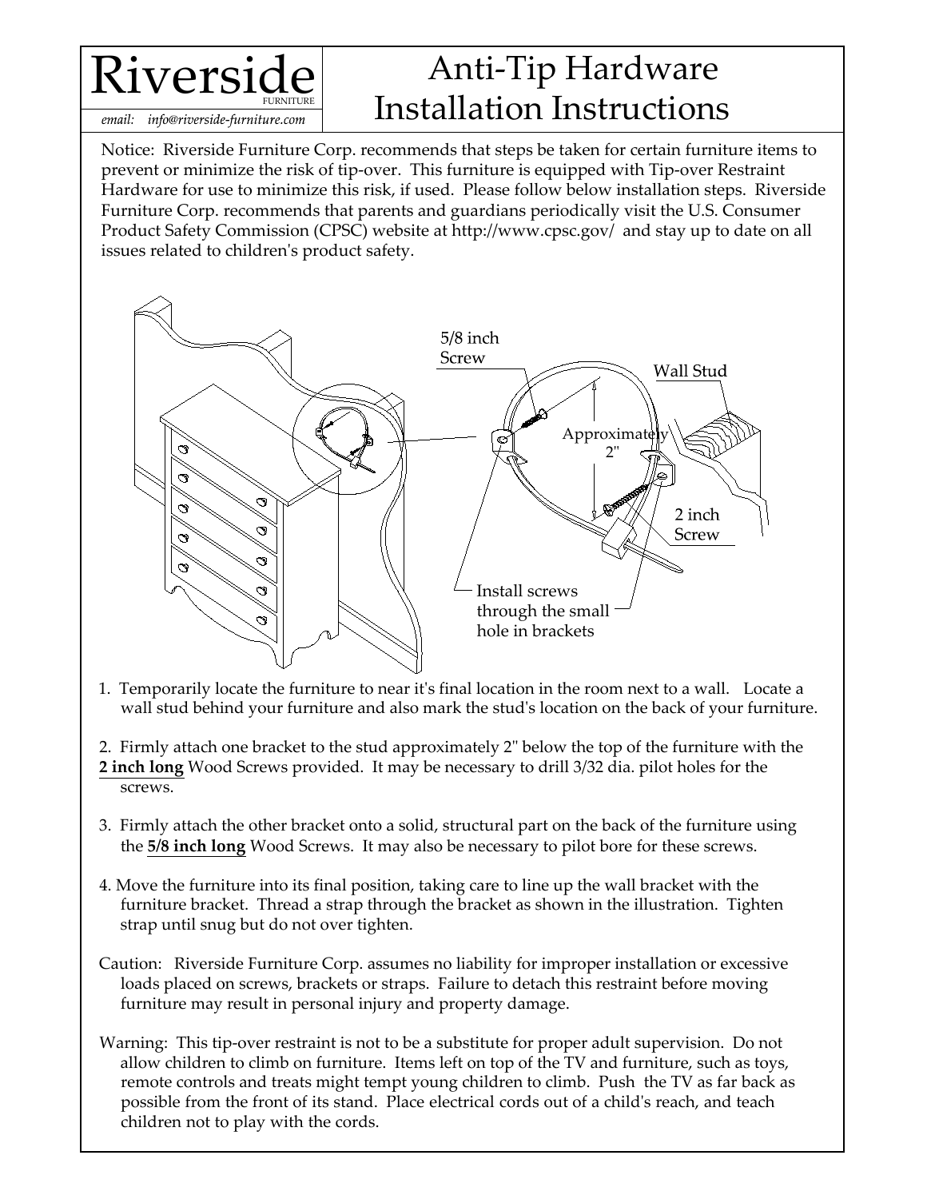# Riverside

FURNITURE

*email: info@riverside-furniture.com*

# Anti-Tip Hardware Installation Instructions

Notice: Riverside Furniture Corp. recommends that steps be taken for certain furniture items to prevent or minimize the risk of tip-over. This furniture is equipped with Tip-over Restraint Hardware for use to minimize this risk, if used. Please follow below installation steps. Riverside Furniture Corp. recommends that parents and guardians periodically visit the U.S. Consumer Product Safety Commission (CPSC) website at http://www.cpsc.gov/ and stay up to date on all issues related to children's product safety.

5/8 inch Screw

Wall Stud

Approximately 2"

2 inch Screw

Install screws through the small hole in brackets

1. Temporarily locate the furniture to near it's final location in the room next to a wall. Locate a wall stud behind your furniture and also mark the stud's location on the back of your furniture.

2. Firmly attach one bracket to the stud approximately 2" below the top of the furniture with the **2 inch long** Wood Screws provided. It may be necessary to drill 3/32 dia. pilot holes for the screws.

3. Firmly attach the other bracket onto a solid, structural part on the back of the furniture using the **5/8 inch long** Wood Screws. It may also be necessary to pilot bore for these screws.

4. Move the furniture into its final position, taking care to line up the wall bracket with the furniture bracket. Thread a strap through the bracket as shown in the illustration. Tighten strap until snug but do not over tighten.

Caution: Riverside Furniture Corp. assumes no liability for improper installation or excessive loads placed on screws, brackets or straps. Failure to detach this restraint before moving furniture may result in personal injury and property damage.

Warning: This tip-over restraint is not to be a substitute for proper adult supervision. Do not allow children to climb on furniture. Items left on top of the TV and furniture, such as toys, remote controls and treats might tempt young children to climb. Push the TV as far back as possible from the front of its stand. Place electrical cords out of a child's reach, and teach children not to play with the cords.